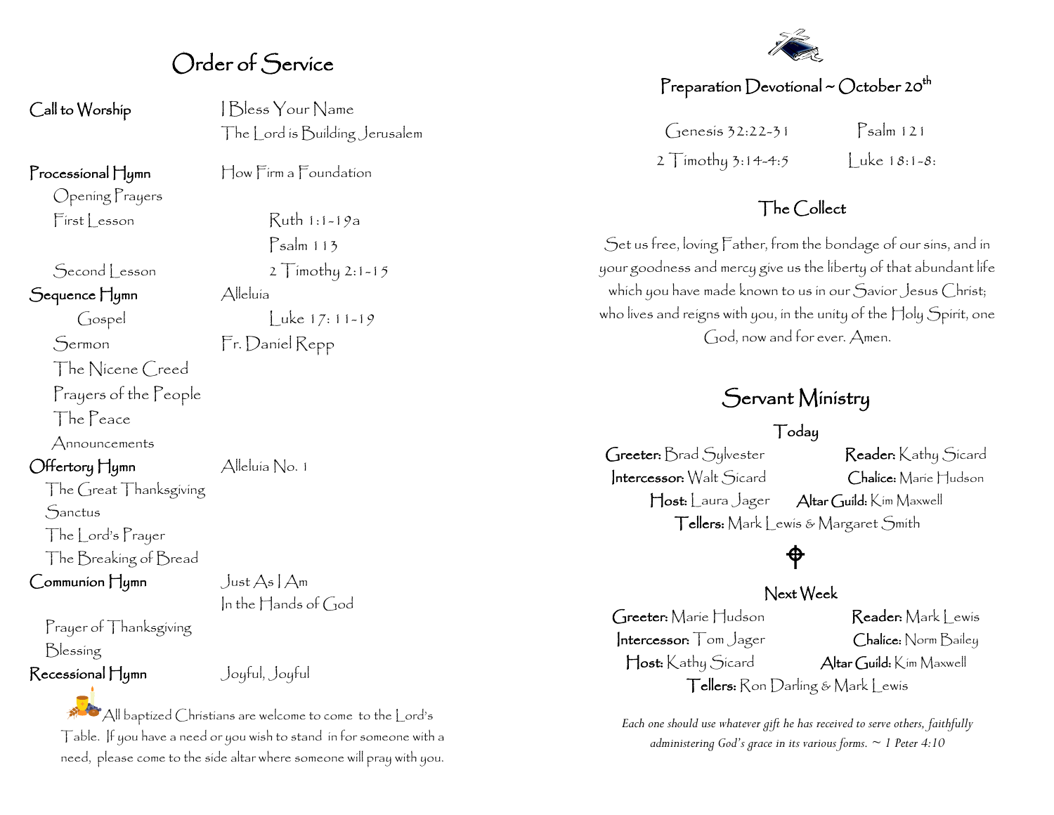# Order of Service

| | |
|---|---|
| **Call to Worship** | I Bless Your Name |
| | The Lord is Building Jerusalem |
| **Processional Hymn** | How Firm a Foundation |
| Opening Prayers | |
| First Lesson | Ruth 1:1-19a |
| | Psalm 113 |
| Second Lesson | 2 Timothy 2:1-15 |
| **Sequence Hymn** | Alleluia |
| Gospel | Luke 17: 11-19 |
| Sermon | Fr. Daniel Repp |
| The Nicene Creed | |
| Prayers of the People | |
| The Peace | |
| Announcements | |
| **Offertory Hymn** | Alleluia No. 1 |
| The Great Thanksgiving | |
| Sanctus | |
| The Lord's Prayer | |
| The Breaking of Bread | |
| **Communion Hymn** | Just As I Am |
| | In the Hands of God |
| Prayer of Thanksgiving | |
| Blessing | |
| **Recessional Hymn** | Joyful, Joyful |

All baptized Christians are welcome to come to the Lord's Table. If you have a need or you wish to stand in for someone with a need, please come to the side altar where someone will pray with you.

## Preparation Devotional ~ October 20th

Genesis 32:22-31 Psalm 121

2 Timothy 3:14-4:5 Luke 18:1-8:

## The Collect

Set us free, loving Father, from the bondage of our sins, and in your goodness and mercy give us the liberty of that abundant life which you have made known to us in our Savior Jesus Christ; who lives and reigns with you, in the unity of the Holy Spirit, one God, now and for ever. Amen.

## Servant Ministry

### Today

**Greeter:** Brad Sylvester **Reader:** Kathy Sicard
**Intercessor:** Walt Sicard **Chalice:** Marie Hudson
**Host:** Laura Jager **Altar Guild:** Kim Maxwell
**Tellers:** Mark Lewis & Margaret Smith

### Next Week

**Greeter:** Marie Hudson **Reader:** Mark Lewis
**Intercessor:** Tom Jager **Chalice:** Norm Bailey
**Host:** Kathy Sicard **Altar Guild:** Kim Maxwell
**Tellers:** Ron Darling & Mark Lewis

*Each one should use whatever gift he has received to serve others, faithfully administering God's grace in its various forms. ~ 1 Peter 4:10*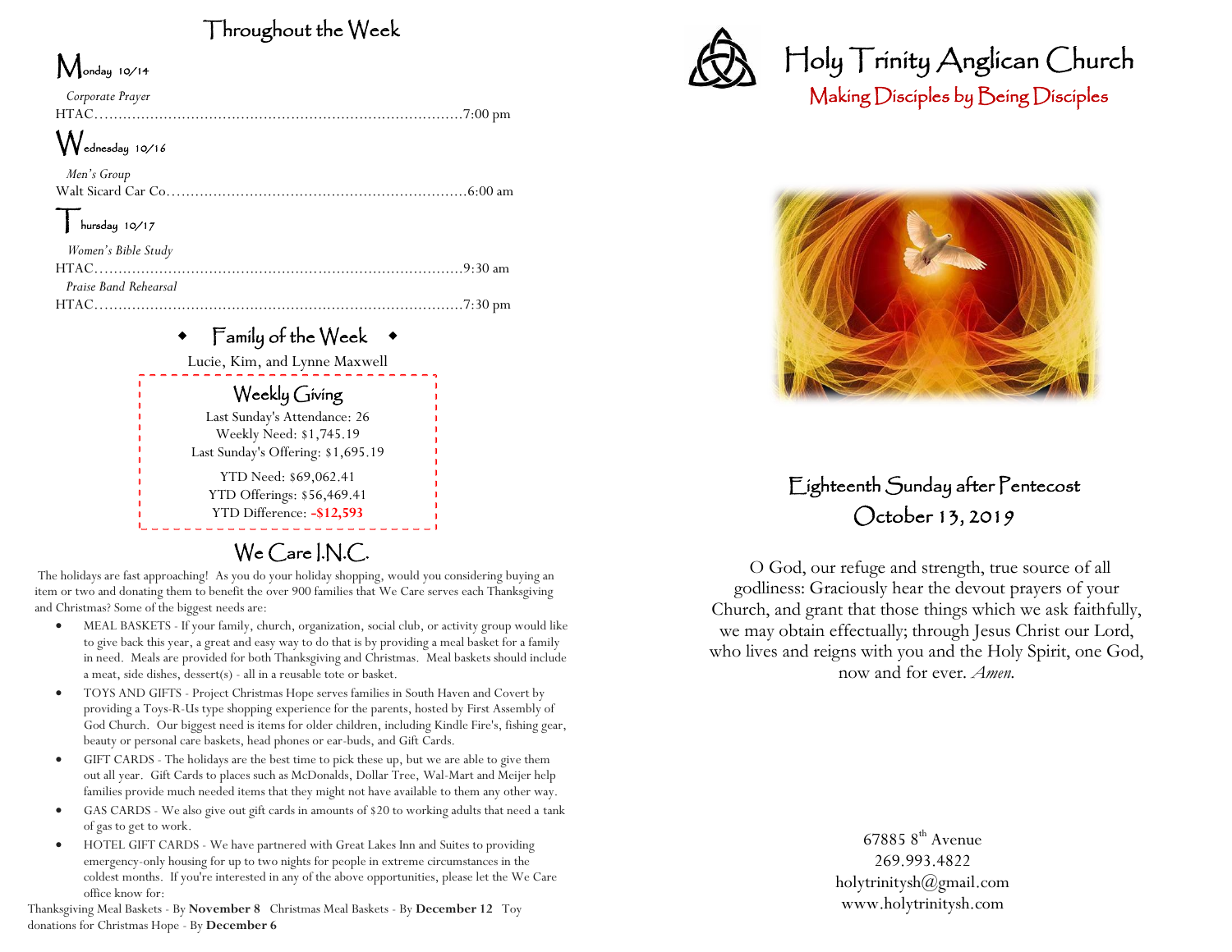# Throughout the Week

## Monday 10/14

*Corporate Prayer*
HTAC.......................................................................................7:00 pm

## Wednesday 10/16

*Men's Group*
Walt Sicard Car Co....................................................................6:00 am

## Thursday 10/17

*Women's Bible Study*
HTAC.......................................................................................9:30 am
*Praise Band Rehearsal*
HTAC.......................................................................................7:30 pm

## ◆ Family of the Week ◆

Lucie, Kim, and Lynne Maxwell

## Weekly Giving

Last Sunday's Attendance: 26
Weekly Need: $1,745.19
Last Sunday's Offering: $1,695.19

YTD Need: $69,062.41
YTD Offerings: $56,469.41
YTD Difference: **-$12,593**

## We Care I.N.C.

The holidays are fast approaching! As you do your holiday shopping, would you considering buying an item or two and donating them to benefit the over 900 families that We Care serves each Thanksgiving and Christmas? Some of the biggest needs are:

- MEAL BASKETS - If your family, church, organization, social club, or activity group would like to give back this year, a great and easy way to do that is by providing a meal basket for a family in need. Meals are provided for both Thanksgiving and Christmas. Meal baskets should include a meat, side dishes, dessert(s) - all in a reusable tote or basket.
- TOYS AND GIFTS - Project Christmas Hope serves families in South Haven and Covert by providing a Toys-R-Us type shopping experience for the parents, hosted by First Assembly of God Church. Our biggest need is items for older children, including Kindle Fire's, fishing gear, beauty or personal care baskets, head phones or ear-buds, and Gift Cards.
- GIFT CARDS - The holidays are the best time to pick these up, but we are able to give them out all year. Gift Cards to places such as McDonalds, Dollar Tree, Wal-Mart and Meijer help families provide much needed items that they might not have available to them any other way.
- GAS CARDS - We also give out gift cards in amounts of $20 to working adults that need a tank of gas to get to work.
- HOTEL GIFT CARDS - We have partnered with Great Lakes Inn and Suites to providing emergency-only housing for up to two nights for people in extreme circumstances in the coldest months. If you're interested in any of the above opportunities, please let the We Care office know for:

Thanksgiving Meal Baskets - By **November 8** Christmas Meal Baskets - By **December 12** Toy donations for Christmas Hope - By **December 6**

# Holy Trinity Anglican Church

Making Disciples by Being Disciples

## Eighteenth Sunday after Pentecost
## October 13, 2019

O God, our refuge and strength, true source of all godliness: Graciously hear the devout prayers of your Church, and grant that those things which we ask faithfully, we may obtain effectually; through Jesus Christ our Lord, who lives and reigns with you and the Holy Spirit, one God, now and for ever. *Amen.*

67885 8th Avenue
269.993.4822
holytrinitysh@gmail.com
www.holytrinitysh.com